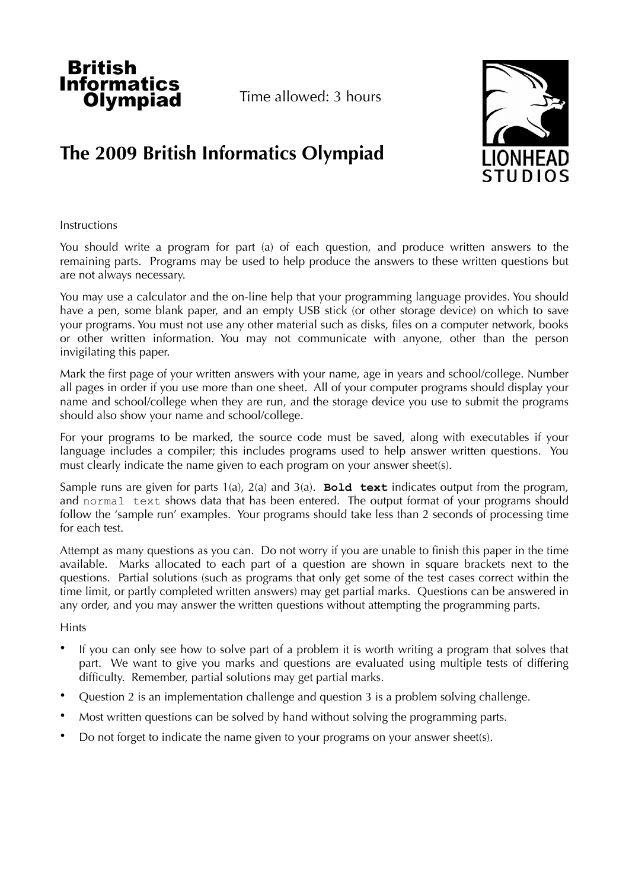British Informatics Olympiad

Time allowed: 3 hours

# The 2009 British Informatics Olympiad

LIONHEAD STUDIOS

Instructions

You should write a program for part (a) of each question, and produce written answers to the remaining parts. Programs may be used to help produce the answers to these written questions but are not always necessary.

You may use a calculator and the on-line help that your programming language provides. You should have a pen, some blank paper, and an empty USB stick (or other storage device) on which to save your programs. You must not use any other material such as disks, files on a computer network, books or other written information. You may not communicate with anyone, other than the person invigilating this paper.

Mark the first page of your written answers with your name, age in years and school/college. Number all pages in order if you use more than one sheet. All of your computer programs should display your name and school/college when they are run, and the storage device you use to submit the programs should also show your name and school/college.

For your programs to be marked, the source code must be saved, along with executables if your language includes a compiler; this includes programs used to help answer written questions. You must clearly indicate the name given to each program on your answer sheet(s).

Sample runs are given for parts 1(a), 2(a) and 3(a). **`Bold text`** indicates output from the program, and `normal text` shows data that has been entered. The output format of your programs should follow the 'sample run' examples. Your programs should take less than 2 seconds of processing time for each test.

Attempt as many questions as you can. Do not worry if you are unable to finish this paper in the time available. Marks allocated to each part of a question are shown in square brackets next to the questions. Partial solutions (such as programs that only get some of the test cases correct within the time limit, or partly completed written answers) may get partial marks. Questions can be answered in any order, and you may answer the written questions without attempting the programming parts.

Hints

- If you can only see how to solve part of a problem it is worth writing a program that solves that part. We want to give you marks and questions are evaluated using multiple tests of differing difficulty. Remember, partial solutions may get partial marks.
- Question 2 is an implementation challenge and question 3 is a problem solving challenge.
- Most written questions can be solved by hand without solving the programming parts.
- Do not forget to indicate the name given to your programs on your answer sheet(s).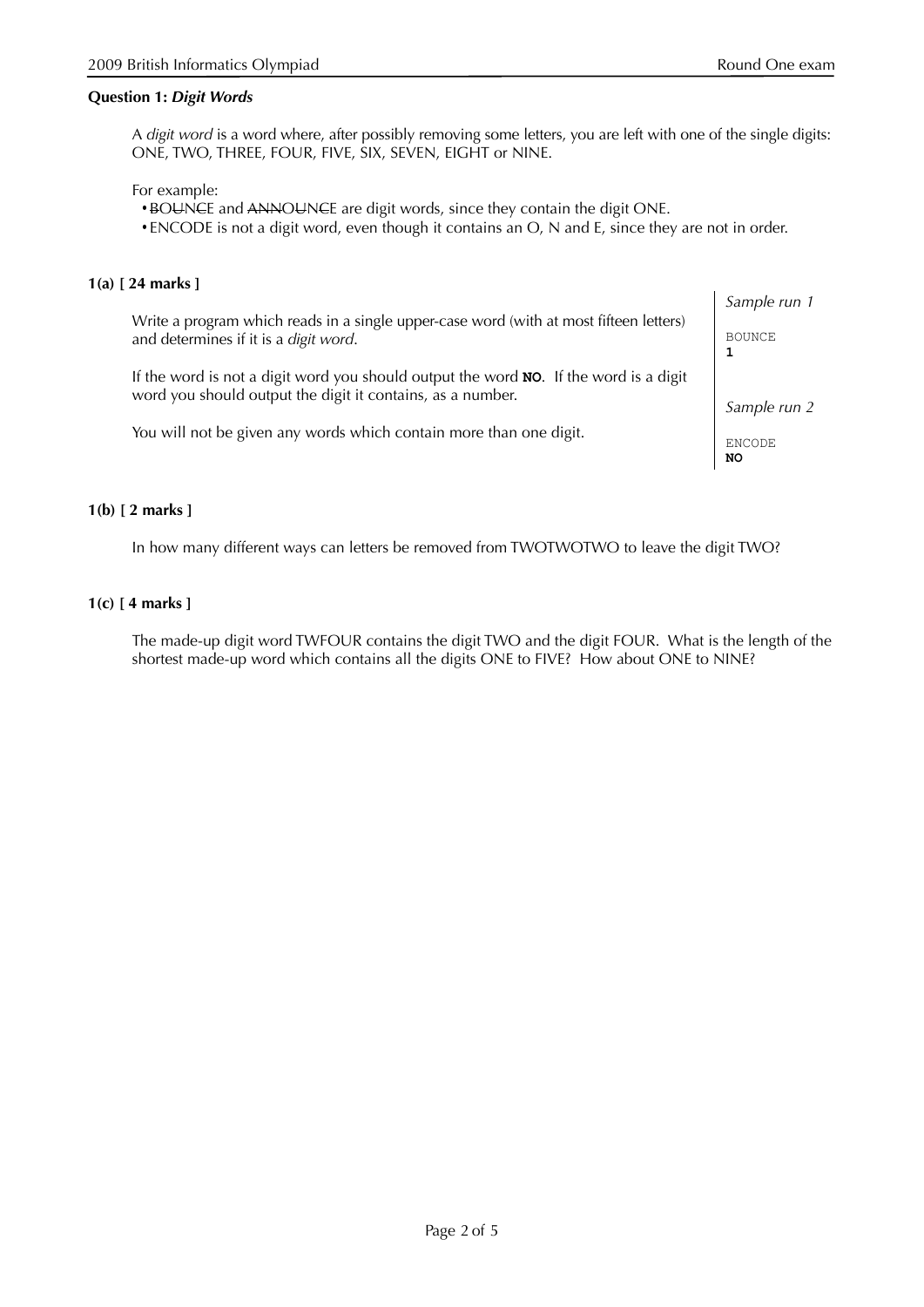### Question 1: *Digit Words*

A *digit word* is a word where, after possibly removing some letters, you are left with one of the single digits: ONE, TWO, THREE, FOUR, FIVE, SIX, SEVEN, EIGHT or NINE.

For example:

- ~~B~~O~~U~~N~~C~~E and ~~ANN~~O~~U~~N~~C~~E are digit words, since they contain the digit ONE.
- ENCODE is not a digit word, even though it contains an O, N and E, since they are not in order.

**1(a) [ 24 marks ]**

Write a program which reads in a single upper-case word (with at most fifteen letters) and determines if it is a *digit word*.

If the word is not a digit word you should output the word **NO**. If the word is a digit word you should output the digit it contains, as a number.

You will not be given any words which contain more than one digit.

*Sample run 1*

```
BOUNCE
1
```

*Sample run 2*

```
ENCODE
NO
```

**1(b) [ 2 marks ]**

In how many different ways can letters be removed from TWOTWOTWO to leave the digit TWO?

**1(c) [ 4 marks ]**

The made-up digit word TWFOUR contains the digit TWO and the digit FOUR. What is the length of the shortest made-up word which contains all the digits ONE to FIVE? How about ONE to NINE?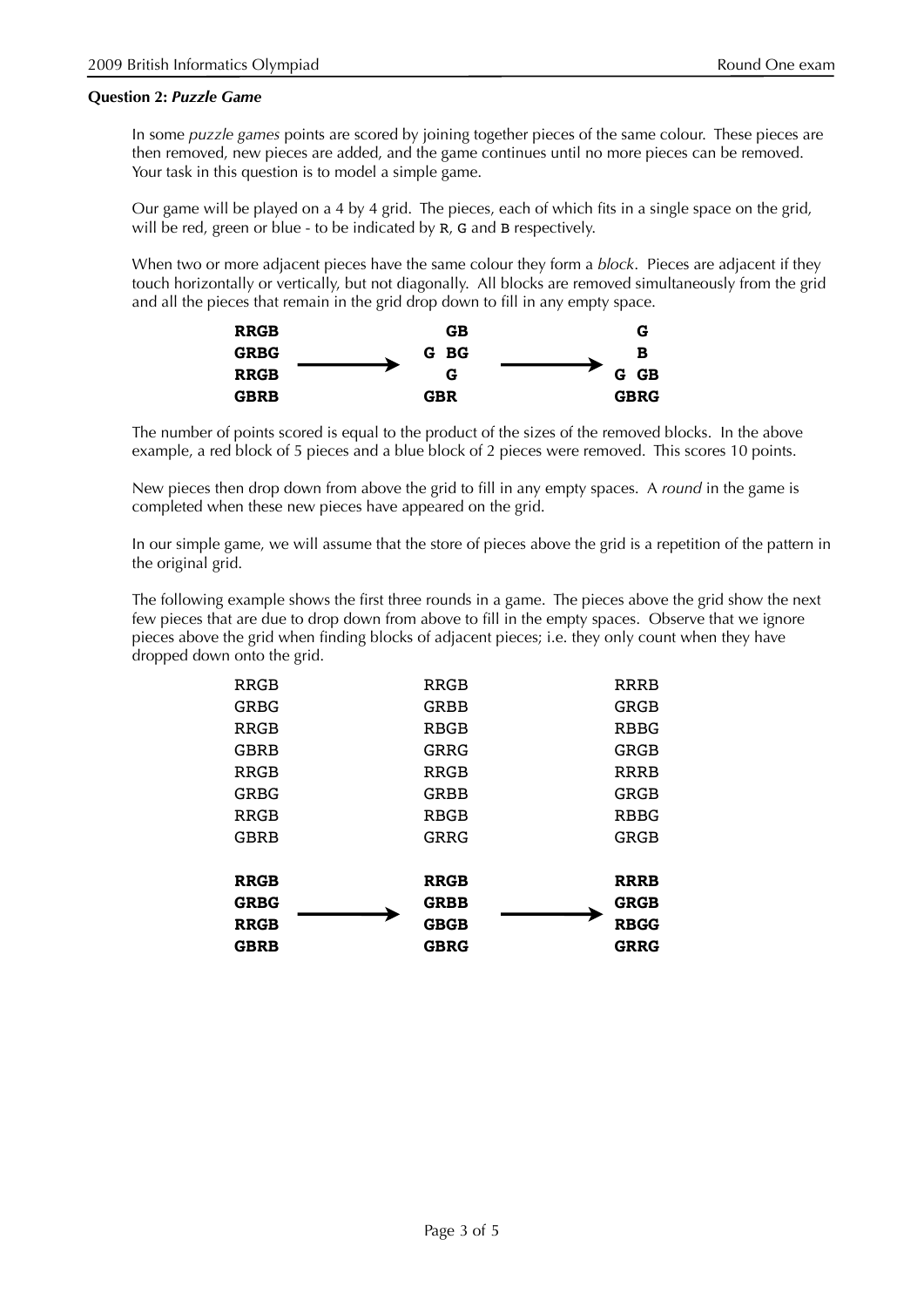**Question 2: *Puzzle Game***

In some *puzzle games* points are scored by joining together pieces of the same colour. These pieces are then removed, new pieces are added, and the game continues until no more pieces can be removed. Your task in this question is to model a simple game.

Our game will be played on a 4 by 4 grid. The pieces, each of which fits in a single space on the grid, will be red, green or blue - to be indicated by `R`, `G` and `B` respectively.

When two or more adjacent pieces have the same colour they form a *block*. Pieces are adjacent if they touch horizontally or vertically, but not diagonally. All blocks are removed simultaneously from the grid and all the pieces that remain in the grid drop down to fill in any empty space.

```
RRGB            GB             G
GRBG  ------>  G BG  ------>   B
RRGB             G            G GB
GBRB           GBR            GBRG
```

The number of points scored is equal to the product of the sizes of the removed blocks. In the above example, a red block of 5 pieces and a blue block of 2 pieces were removed. This scores 10 points.

New pieces then drop down from above the grid to fill in any empty spaces. A *round* in the game is completed when these new pieces have appeared on the grid.

In our simple game, we will assume that the store of pieces above the grid is a repetition of the pattern in the original grid.

The following example shows the first three rounds in a game. The pieces above the grid show the next few pieces that are due to drop down from above to fill in the empty spaces. Observe that we ignore pieces above the grid when finding blocks of adjacent pieces; i.e. they only count when they have dropped down onto the grid.

```
RRGB            RRGB            RRRB
GRBG            GRBB            GRGB
RRGB            RBGB            RBBG
GBRB            GRRG            GRGB
RRGB            RRGB            RRRB
GRBG            GRBB            GRGB
RRGB            RBGB            RBBG
GBRB            GRRG            GRGB

RRGB            RRGB            RRRB
GRBG  ------>   GRBB  ------>   GRGB
RRGB            GBGB            RBGG
GBRB            GBRG            GRRG
```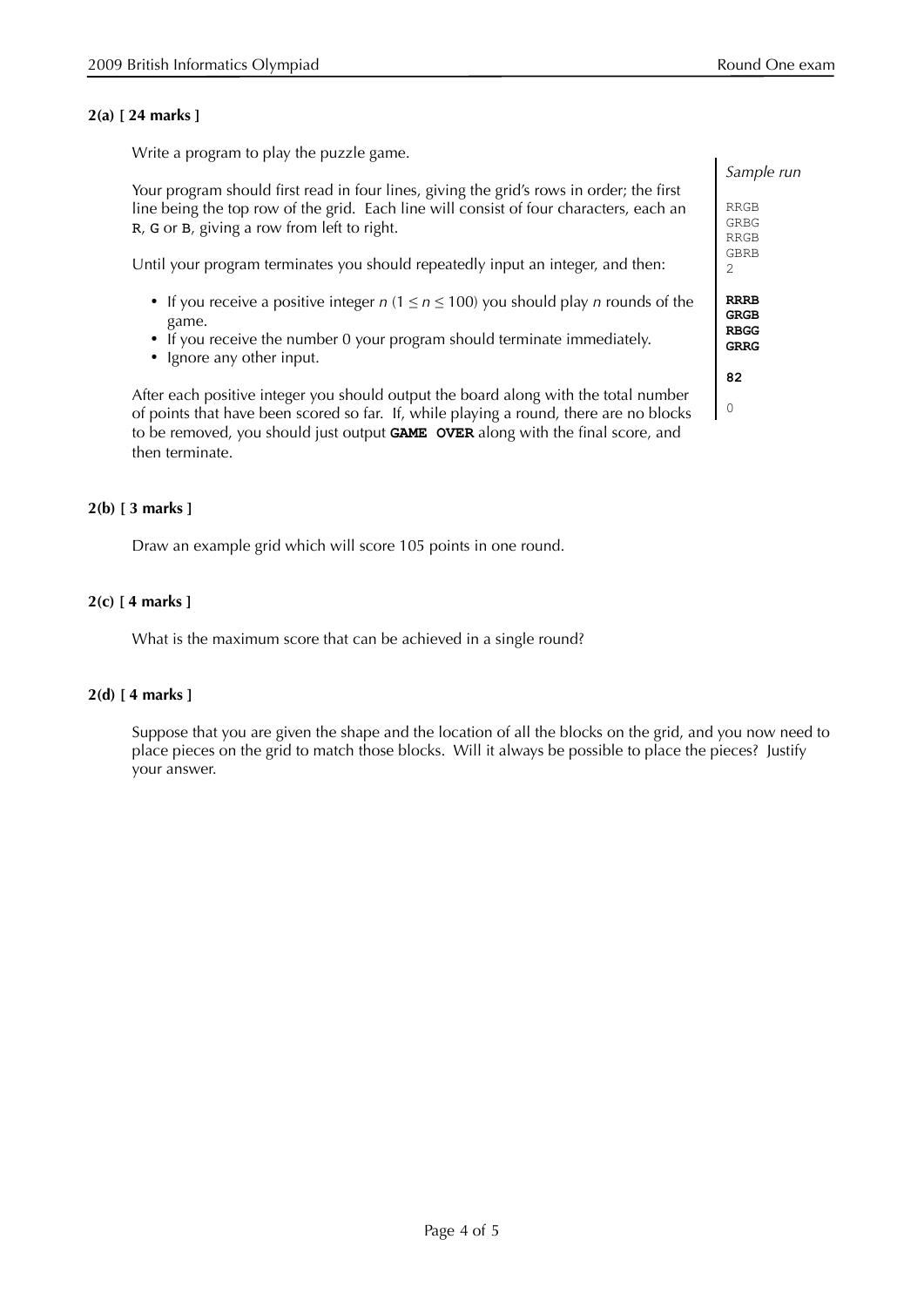**2(a) [ 24 marks ]**

Write a program to play the puzzle game.

Your program should first read in four lines, giving the grid's rows in order; the first line being the top row of the grid. Each line will consist of four characters, each an `R`, `G` or `B`, giving a row from left to right.

Until your program terminates you should repeatedly input an integer, and then:

- If you receive a positive integer $n$ ($1 \le n \le 100$) you should play $n$ rounds of the game.
- If you receive the number 0 your program should terminate immediately.
- Ignore any other input.

After each positive integer you should output the board along with the total number of points that have been scored so far. If, while playing a round, there are no blocks to be removed, you should just output **`GAME OVER`** along with the final score, and then terminate.

*Sample run*

```
RRGB
GRBG
RRGB
GBRB
2

RRRB
GRGB
RBGG
GRRG

82

0
```

**2(b) [ 3 marks ]**

Draw an example grid which will score 105 points in one round.

**2(c) [ 4 marks ]**

What is the maximum score that can be achieved in a single round?

**2(d) [ 4 marks ]**

Suppose that you are given the shape and the location of all the blocks on the grid, and you now need to place pieces on the grid to match those blocks. Will it always be possible to place the pieces? Justify your answer.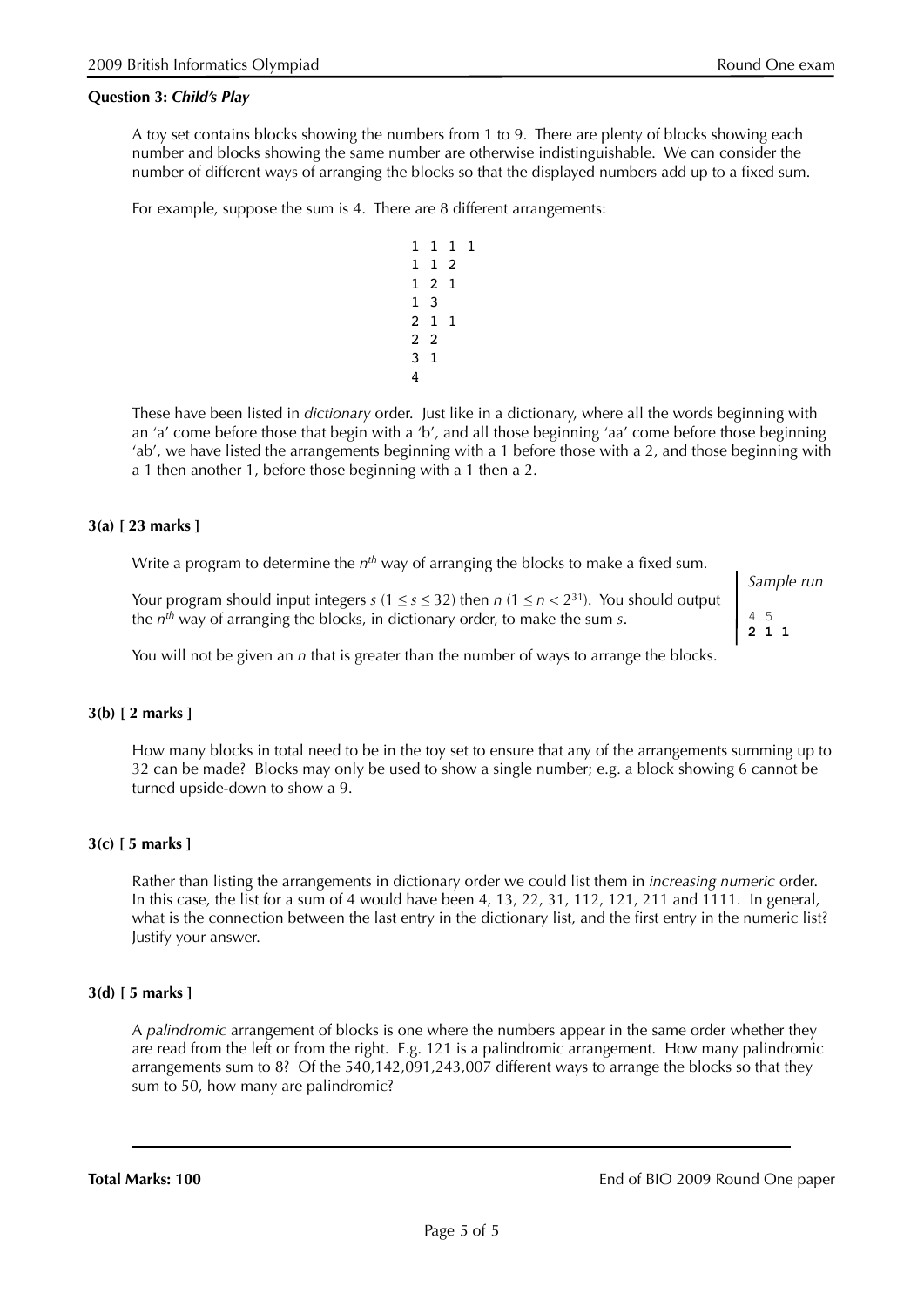**Question 3: *Child's Play***

A toy set contains blocks showing the numbers from 1 to 9. There are plenty of blocks showing each number and blocks showing the same number are otherwise indistinguishable. We can consider the number of different ways of arranging the blocks so that the displayed numbers add up to a fixed sum.

For example, suppose the sum is 4. There are 8 different arrangements:

```
1 1 1 1
1 1 2
1 2 1
1 3
2 1 1
2 2
3 1
4
```

These have been listed in *dictionary* order. Just like in a dictionary, where all the words beginning with an 'a' come before those that begin with a 'b', and all those beginning 'aa' come before those beginning 'ab', we have listed the arrangements beginning with a 1 before those with a 2, and those beginning with a 1 then another 1, before those beginning with a 1 then a 2.

**3(a) [ 23 marks ]**

Write a program to determine the $n^{th}$ way of arranging the blocks to make a fixed sum.

Your program should input integers $s$ ($1 \le s \le 32$) then $n$ ($1 \le n < 2^{31}$). You should output the $n^{th}$ way of arranging the blocks, in dictionary order, to make the sum $s$.

*Sample run*

```
4 5
2 1 1
```

You will not be given an $n$ that is greater than the number of ways to arrange the blocks.

**3(b) [ 2 marks ]**

How many blocks in total need to be in the toy set to ensure that any of the arrangements summing up to 32 can be made? Blocks may only be used to show a single number; e.g. a block showing 6 cannot be turned upside-down to show a 9.

**3(c) [ 5 marks ]**

Rather than listing the arrangements in dictionary order we could list them in *increasing numeric* order. In this case, the list for a sum of 4 would have been 4, 13, 22, 31, 112, 121, 211 and 1111. In general, what is the connection between the last entry in the dictionary list, and the first entry in the numeric list? Justify your answer.

**3(d) [ 5 marks ]**

A *palindromic* arrangement of blocks is one where the numbers appear in the same order whether they are read from the left or from the right. E.g. 121 is a palindromic arrangement. How many palindromic arrangements sum to 8? Of the 540,142,091,243,007 different ways to arrange the blocks so that they sum to 50, how many are palindromic?

**Total Marks: 100**

End of BIO 2009 Round One paper